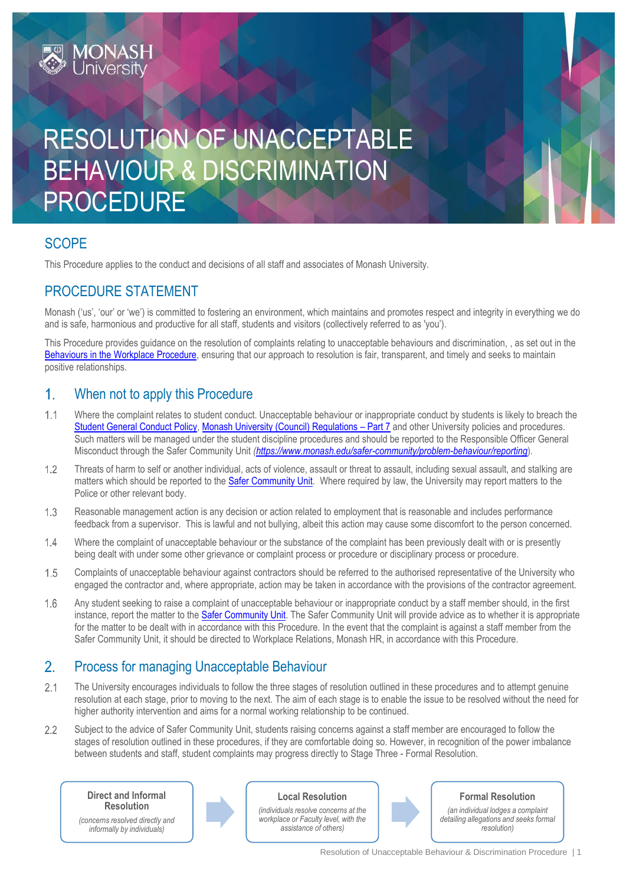# RESOLUTION OF UNACCEPTABLE BEHAVIOUR & DISCRIMINATION PROCEDURE

## SCOPE

This Procedure applies to the conduct and decisions of all staff and associates of Monash University.

## PROCEDURE STATEMENT

Monash ('us', 'our' or 'we') is committed to fostering an environment, which maintains and promotes respect and integrity in everything we do and is safe, harmonious and productive for all staff, students and visitors (collectively referred to as 'you').

This Procedure provides guidance on the resolution of complaints relating to unacceptable behaviours and discrimination, , as set out in the Behaviours in the Workplace Procedure, ensuring that our approach to resolution is fair, transparent, and timely and seeks to maintain positive relationships.

## 1. When not to apply this Procedure

1.1 Where the complaint relates to student conduct. Unacceptable behaviour or inappropriate conduct by students is likely to breach the Student General Conduct Policy, Monash University (Council) Regulations – Part 7 and other University policies and procedures. Such matters will be managed under the student discipline procedures and should be reported to the Responsible Officer General Misconduct through the Safer Community Unit (*https://www.monash.edu/safer-community/problem-behaviour/reporting*).

1.2 Threats of harm to self or another individual, acts of violence, assault or threat to assault, including sexual assault, and stalking are matters which should be reported to the Safer Community Unit. Where required by law, the University may report matters to the Police or other relevant body.

1.3 Reasonable management action is any decision or action related to employment that is reasonable and includes performance feedback from a supervisor. This is lawful and not bullying, albeit this action may cause some discomfort to the person concerned.

1.4 Where the complaint of unacceptable behaviour or the substance of the complaint has been previously dealt with or is presently being dealt with under some other grievance or complaint process or procedure or disciplinary process or procedure.

1.5 Complaints of unacceptable behaviour against contractors should be referred to the authorised representative of the University who engaged the contractor and, where appropriate, action may be taken in accordance with the provisions of the contractor agreement.

1.6 Any student seeking to raise a complaint of unacceptable behaviour or inappropriate conduct by a staff member should, in the first instance, report the matter to the Safer Community Unit. The Safer Community Unit will provide advice as to whether it is appropriate for the matter to be dealt with in accordance with this Procedure. In the event that the complaint is against a staff member from the Safer Community Unit, it should be directed to Workplace Relations, Monash HR, in accordance with this Procedure.

## 2. Process for managing Unacceptable Behaviour

2.1 The University encourages individuals to follow the three stages of resolution outlined in these procedures and to attempt genuine resolution at each stage, prior to moving to the next. The aim of each stage is to enable the issue to be resolved without the need for higher authority intervention and aims for a normal working relationship to be continued.

2.2 Subject to the advice of Safer Community Unit, students raising concerns against a staff member are encouraged to follow the stages of resolution outlined in these procedures, if they are comfortable doing so. However, in recognition of the power imbalance between students and staff, student complaints may progress directly to Stage Three - Formal Resolution.

**Direct and Informal Resolution**
*(concerns resolved directly and informally by individuals)*

→

**Local Resolution**
*(individuals resolve concerns at the workplace or Faculty level, with the assistance of others)*

→

**Formal Resolution**
*(an individual lodges a complaint detailing allegations and seeks formal resolution)*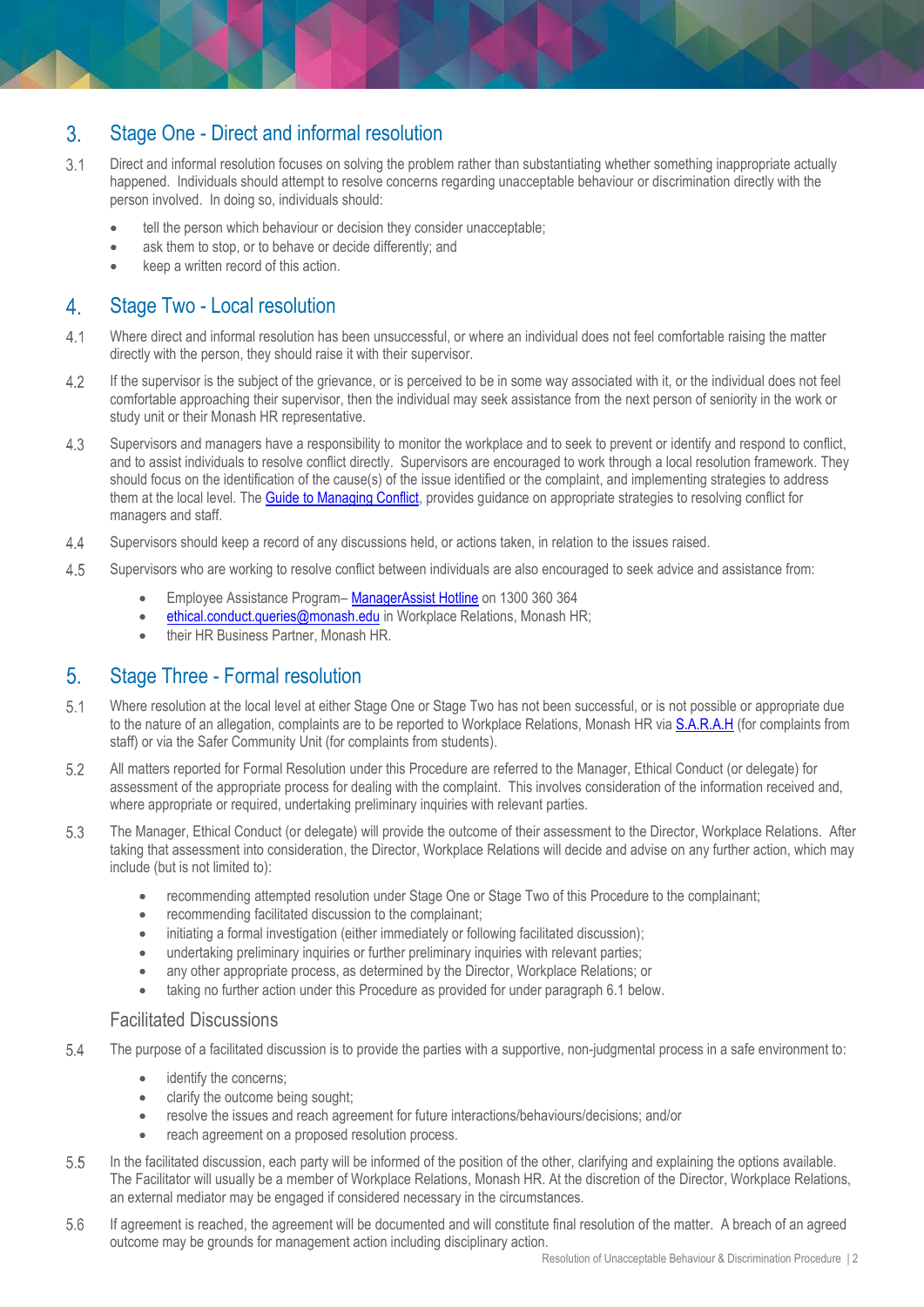## 3. Stage One - Direct and informal resolution

3.1 Direct and informal resolution focuses on solving the problem rather than substantiating whether something inappropriate actually happened. Individuals should attempt to resolve concerns regarding unacceptable behaviour or discrimination directly with the person involved. In doing so, individuals should:

- tell the person which behaviour or decision they consider unacceptable;
- ask them to stop, or to behave or decide differently; and
- keep a written record of this action.

## 4. Stage Two - Local resolution

4.1 Where direct and informal resolution has been unsuccessful, or where an individual does not feel comfortable raising the matter directly with the person, they should raise it with their supervisor.

4.2 If the supervisor is the subject of the grievance, or is perceived to be in some way associated with it, or the individual does not feel comfortable approaching their supervisor, then the individual may seek assistance from the next person of seniority in the work or study unit or their Monash HR representative.

4.3 Supervisors and managers have a responsibility to monitor the workplace and to seek to prevent or identify and respond to conflict, and to assist individuals to resolve conflict directly. Supervisors are encouraged to work through a local resolution framework. They should focus on the identification of the cause(s) of the issue identified or the complaint, and implementing strategies to address them at the local level. The Guide to Managing Conflict, provides guidance on appropriate strategies to resolving conflict for managers and staff.

4.4 Supervisors should keep a record of any discussions held, or actions taken, in relation to the issues raised.

4.5 Supervisors who are working to resolve conflict between individuals are also encouraged to seek advice and assistance from:

- Employee Assistance Program– ManagerAssist Hotline on 1300 360 364
- ethical.conduct.queries@monash.edu in Workplace Relations, Monash HR;
- their HR Business Partner, Monash HR.

## 5. Stage Three - Formal resolution

5.1 Where resolution at the local level at either Stage One or Stage Two has not been successful, or is not possible or appropriate due to the nature of an allegation, complaints are to be reported to Workplace Relations, Monash HR via S.A.R.A.H (for complaints from staff) or via the Safer Community Unit (for complaints from students).

5.2 All matters reported for Formal Resolution under this Procedure are referred to the Manager, Ethical Conduct (or delegate) for assessment of the appropriate process for dealing with the complaint. This involves consideration of the information received and, where appropriate or required, undertaking preliminary inquiries with relevant parties.

5.3 The Manager, Ethical Conduct (or delegate) will provide the outcome of their assessment to the Director, Workplace Relations. After taking that assessment into consideration, the Director, Workplace Relations will decide and advise on any further action, which may include (but is not limited to):

- recommending attempted resolution under Stage One or Stage Two of this Procedure to the complainant;
- recommending facilitated discussion to the complainant;
- initiating a formal investigation (either immediately or following facilitated discussion);
- undertaking preliminary inquiries or further preliminary inquiries with relevant parties;
- any other appropriate process, as determined by the Director, Workplace Relations; or
- taking no further action under this Procedure as provided for under paragraph 6.1 below.

### Facilitated Discussions

5.4 The purpose of a facilitated discussion is to provide the parties with a supportive, non-judgmental process in a safe environment to:

- identify the concerns;
- clarify the outcome being sought;
- resolve the issues and reach agreement for future interactions/behaviours/decisions; and/or
- reach agreement on a proposed resolution process.

5.5 In the facilitated discussion, each party will be informed of the position of the other, clarifying and explaining the options available. The Facilitator will usually be a member of Workplace Relations, Monash HR. At the discretion of the Director, Workplace Relations, an external mediator may be engaged if considered necessary in the circumstances.

5.6 If agreement is reached, the agreement will be documented and will constitute final resolution of the matter. A breach of an agreed outcome may be grounds for management action including disciplinary action.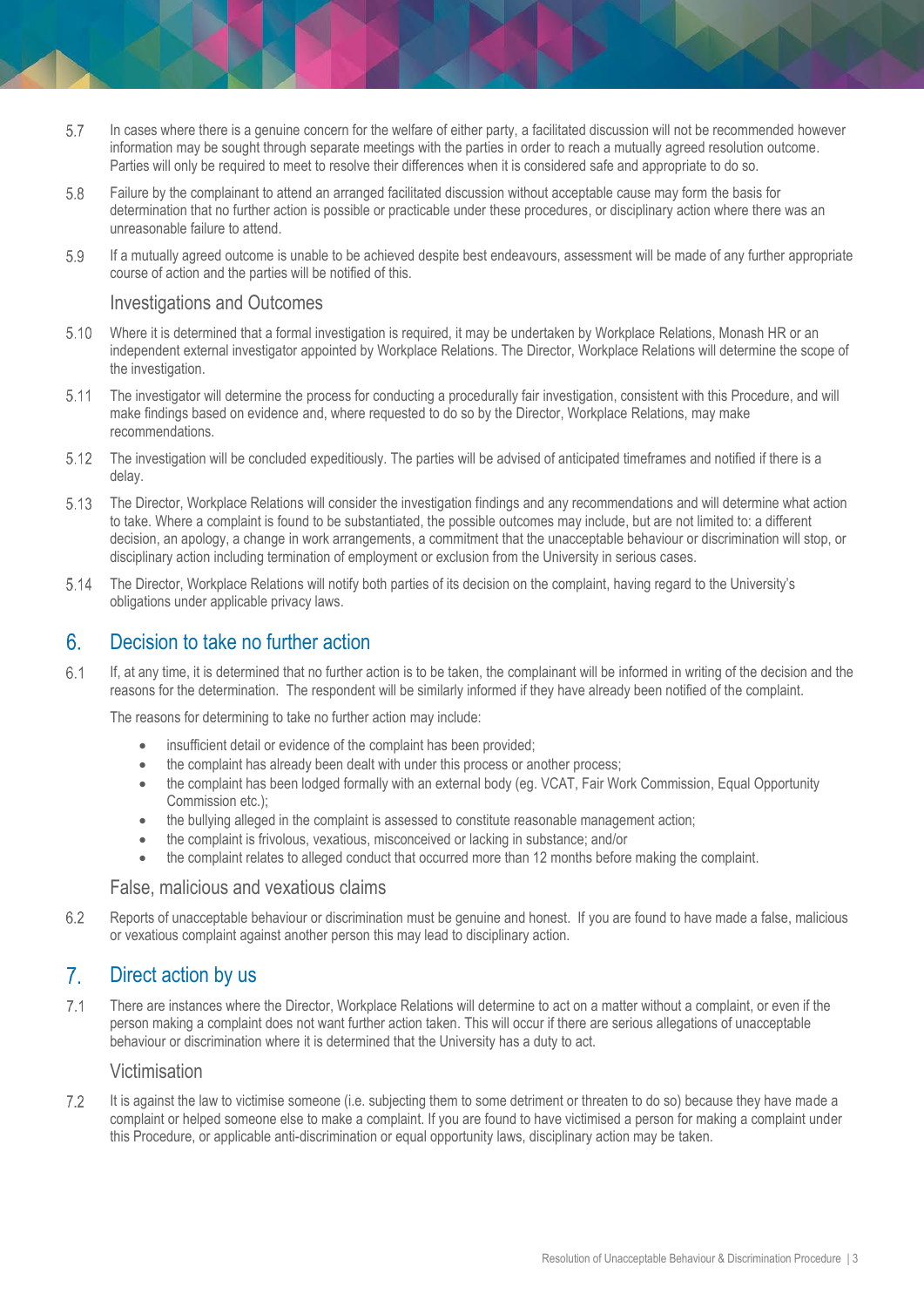5.7 In cases where there is a genuine concern for the welfare of either party, a facilitated discussion will not be recommended however information may be sought through separate meetings with the parties in order to reach a mutually agreed resolution outcome. Parties will only be required to meet to resolve their differences when it is considered safe and appropriate to do so.

5.8 Failure by the complainant to attend an arranged facilitated discussion without acceptable cause may form the basis for determination that no further action is possible or practicable under these procedures, or disciplinary action where there was an unreasonable failure to attend.

5.9 If a mutually agreed outcome is unable to be achieved despite best endeavours, assessment will be made of any further appropriate course of action and the parties will be notified of this.

### Investigations and Outcomes

5.10 Where it is determined that a formal investigation is required, it may be undertaken by Workplace Relations, Monash HR or an independent external investigator appointed by Workplace Relations. The Director, Workplace Relations will determine the scope of the investigation.

5.11 The investigator will determine the process for conducting a procedurally fair investigation, consistent with this Procedure, and will make findings based on evidence and, where requested to do so by the Director, Workplace Relations, may make recommendations.

5.12 The investigation will be concluded expeditiously. The parties will be advised of anticipated timeframes and notified if there is a delay.

5.13 The Director, Workplace Relations will consider the investigation findings and any recommendations and will determine what action to take. Where a complaint is found to be substantiated, the possible outcomes may include, but are not limited to: a different decision, an apology, a change in work arrangements, a commitment that the unacceptable behaviour or discrimination will stop, or disciplinary action including termination of employment or exclusion from the University in serious cases.

5.14 The Director, Workplace Relations will notify both parties of its decision on the complaint, having regard to the University's obligations under applicable privacy laws.

## 6. Decision to take no further action

6.1 If, at any time, it is determined that no further action is to be taken, the complainant will be informed in writing of the decision and the reasons for the determination. The respondent will be similarly informed if they have already been notified of the complaint.

The reasons for determining to take no further action may include:

- insufficient detail or evidence of the complaint has been provided;
- the complaint has already been dealt with under this process or another process;
- the complaint has been lodged formally with an external body (eg. VCAT, Fair Work Commission, Equal Opportunity Commission etc.);
- the bullying alleged in the complaint is assessed to constitute reasonable management action;
- the complaint is frivolous, vexatious, misconceived or lacking in substance; and/or
- the complaint relates to alleged conduct that occurred more than 12 months before making the complaint.

### False, malicious and vexatious claims

6.2 Reports of unacceptable behaviour or discrimination must be genuine and honest. If you are found to have made a false, malicious or vexatious complaint against another person this may lead to disciplinary action.

## 7. Direct action by us

7.1 There are instances where the Director, Workplace Relations will determine to act on a matter without a complaint, or even if the person making a complaint does not want further action taken. This will occur if there are serious allegations of unacceptable behaviour or discrimination where it is determined that the University has a duty to act.

### Victimisation

7.2 It is against the law to victimise someone (i.e. subjecting them to some detriment or threaten to do so) because they have made a complaint or helped someone else to make a complaint. If you are found to have victimised a person for making a complaint under this Procedure, or applicable anti-discrimination or equal opportunity laws, disciplinary action may be taken.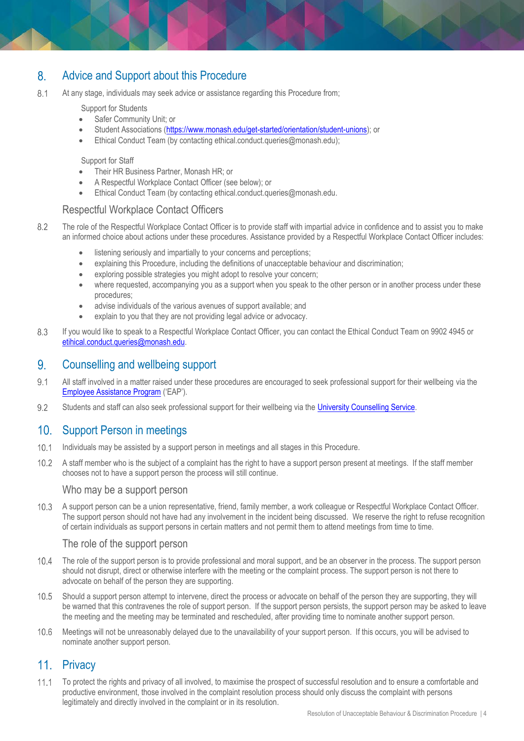## 8. Advice and Support about this Procedure

8.1 At any stage, individuals may seek advice or assistance regarding this Procedure from;

Support for Students

- Safer Community Unit; or
- Student Associations (https://www.monash.edu/get-started/orientation/student-unions); or
- Ethical Conduct Team (by contacting ethical.conduct.queries@monash.edu);

Support for Staff

- Their HR Business Partner, Monash HR; or
- A Respectful Workplace Contact Officer (see below); or
- Ethical Conduct Team (by contacting ethical.conduct.queries@monash.edu.

### Respectful Workplace Contact Officers

8.2 The role of the Respectful Workplace Contact Officer is to provide staff with impartial advice in confidence and to assist you to make an informed choice about actions under these procedures. Assistance provided by a Respectful Workplace Contact Officer includes:

- listening seriously and impartially to your concerns and perceptions;
- explaining this Procedure, including the definitions of unacceptable behaviour and discrimination;
- exploring possible strategies you might adopt to resolve your concern;
- where requested, accompanying you as a support when you speak to the other person or in another process under these procedures;
- advise individuals of the various avenues of support available; and
- explain to you that they are not providing legal advice or advocacy.

8.3 If you would like to speak to a Respectful Workplace Contact Officer, you can contact the Ethical Conduct Team on 9902 4945 or etihical.conduct.queries@monash.edu.

## 9. Counselling and wellbeing support

9.1 All staff involved in a matter raised under these procedures are encouraged to seek professional support for their wellbeing via the Employee Assistance Program ('EAP').

9.2 Students and staff can also seek professional support for their wellbeing via the University Counselling Service.

## 10. Support Person in meetings

10.1 Individuals may be assisted by a support person in meetings and all stages in this Procedure.

10.2 A staff member who is the subject of a complaint has the right to have a support person present at meetings. If the staff member chooses not to have a support person the process will still continue.

### Who may be a support person

10.3 A support person can be a union representative, friend, family member, a work colleague or Respectful Workplace Contact Officer. The support person should not have had any involvement in the incident being discussed. We reserve the right to refuse recognition of certain individuals as support persons in certain matters and not permit them to attend meetings from time to time.

### The role of the support person

10.4 The role of the support person is to provide professional and moral support, and be an observer in the process. The support person should not disrupt, direct or otherwise interfere with the meeting or the complaint process. The support person is not there to advocate on behalf of the person they are supporting.

10.5 Should a support person attempt to intervene, direct the process or advocate on behalf of the person they are supporting, they will be warned that this contravenes the role of support person. If the support person persists, the support person may be asked to leave the meeting and the meeting may be terminated and rescheduled, after providing time to nominate another support person.

10.6 Meetings will not be unreasonably delayed due to the unavailability of your support person. If this occurs, you will be advised to nominate another support person.

## 11. Privacy

11.1 To protect the rights and privacy of all involved, to maximise the prospect of successful resolution and to ensure a comfortable and productive environment, those involved in the complaint resolution process should only discuss the complaint with persons legitimately and directly involved in the complaint or in its resolution.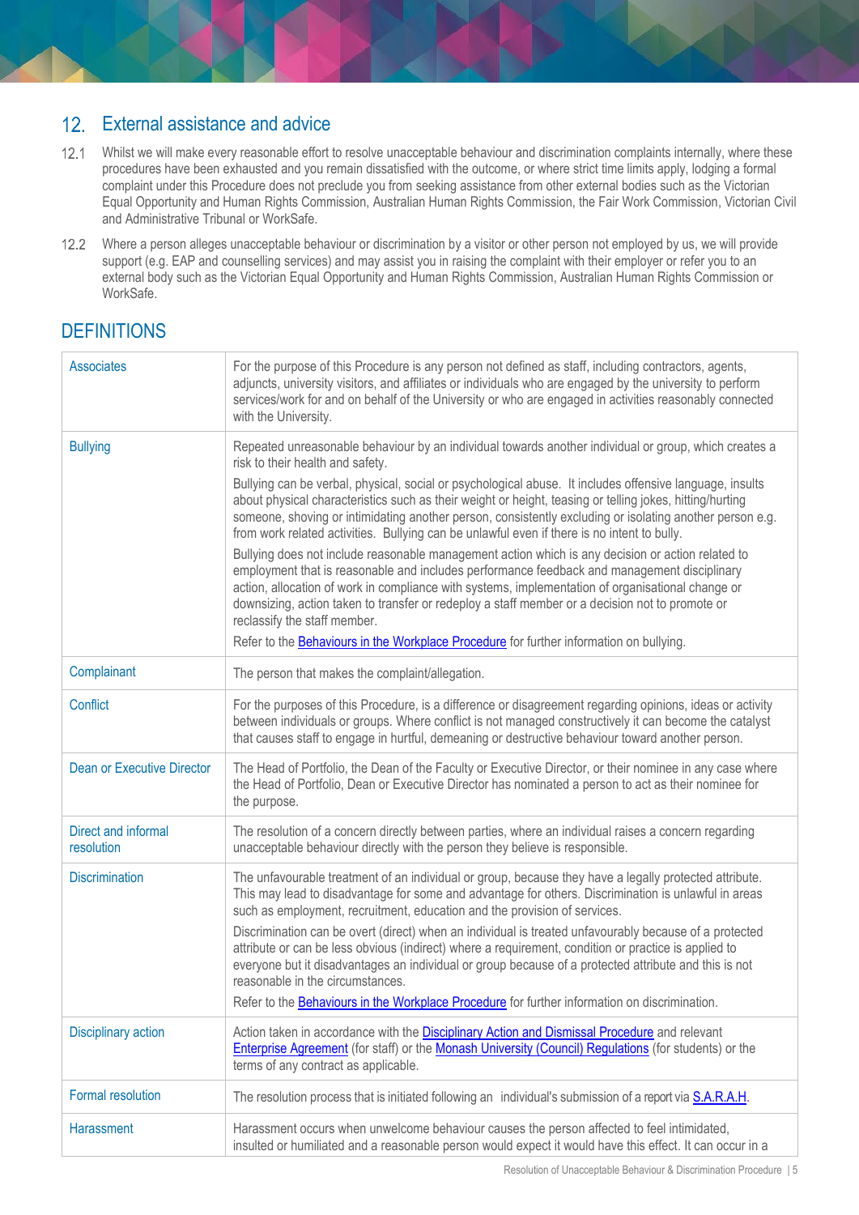## 12. External assistance and advice

12.1 Whilst we will make every reasonable effort to resolve unacceptable behaviour and discrimination complaints internally, where these procedures have been exhausted and you remain dissatisfied with the outcome, or where strict time limits apply, lodging a formal complaint under this Procedure does not preclude you from seeking assistance from other external bodies such as the Victorian Equal Opportunity and Human Rights Commission, Australian Human Rights Commission, the Fair Work Commission, Victorian Civil and Administrative Tribunal or WorkSafe.

12.2 Where a person alleges unacceptable behaviour or discrimination by a visitor or other person not employed by us, we will provide support (e.g. EAP and counselling services) and may assist you in raising the complaint with their employer or refer you to an external body such as the Victorian Equal Opportunity and Human Rights Commission, Australian Human Rights Commission or WorkSafe.

# DEFINITIONS

| Term | Definition |
|---|---|
| Associates | For the purpose of this Procedure is any person not defined as staff, including contractors, agents, adjuncts, university visitors, and affiliates or individuals who are engaged by the university to perform services/work for and on behalf of the University or who are engaged in activities reasonably connected with the University. |
| Bullying | Repeated unreasonable behaviour by an individual towards another individual or group, which creates a risk to their health and safety.<br><br>Bullying can be verbal, physical, social or psychological abuse. It includes offensive language, insults about physical characteristics such as their weight or height, teasing or telling jokes, hitting/hurting someone, shoving or intimidating another person, consistently excluding or isolating another person e.g. from work related activities. Bullying can be unlawful even if there is no intent to bully.<br><br>Bullying does not include reasonable management action which is any decision or action related to employment that is reasonable and includes performance feedback and management disciplinary action, allocation of work in compliance with systems, implementation of organisational change or downsizing, action taken to transfer or redeploy a staff member or a decision not to promote or reclassify the staff member.<br><br>Refer to the Behaviours in the Workplace Procedure for further information on bullying. |
| Complainant | The person that makes the complaint/allegation. |
| Conflict | For the purposes of this Procedure, is a difference or disagreement regarding opinions, ideas or activity between individuals or groups. Where conflict is not managed constructively it can become the catalyst that causes staff to engage in hurtful, demeaning or destructive behaviour toward another person. |
| Dean or Executive Director | The Head of Portfolio, the Dean of the Faculty or Executive Director, or their nominee in any case where the Head of Portfolio, Dean or Executive Director has nominated a person to act as their nominee for the purpose. |
| Direct and informal resolution | The resolution of a concern directly between parties, where an individual raises a concern regarding unacceptable behaviour directly with the person they believe is responsible. |
| Discrimination | The unfavourable treatment of an individual or group, because they have a legally protected attribute. This may lead to disadvantage for some and advantage for others. Discrimination is unlawful in areas such as employment, recruitment, education and the provision of services.<br><br>Discrimination can be overt (direct) when an individual is treated unfavourably because of a protected attribute or can be less obvious (indirect) where a requirement, condition or practice is applied to everyone but it disadvantages an individual or group because of a protected attribute and this is not reasonable in the circumstances.<br><br>Refer to the Behaviours in the Workplace Procedure for further information on discrimination. |
| Disciplinary action | Action taken in accordance with the Disciplinary Action and Dismissal Procedure and relevant Enterprise Agreement (for staff) or the Monash University (Council) Regulations (for students) or the terms of any contract as applicable. |
| Formal resolution | The resolution process that is initiated following an individual's submission of a report via S.A.R.A.H. |
| Harassment | Harassment occurs when unwelcome behaviour causes the person affected to feel intimidated, insulted or humiliated and a reasonable person would expect it would have this effect. It can occur in a |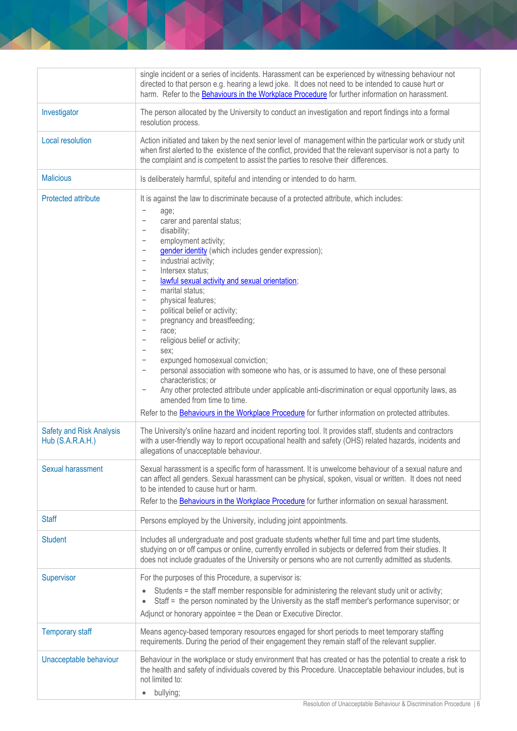| | |
|---|---|
| | single incident or a series of incidents. Harassment can be experienced by witnessing behaviour not directed to that person e.g. hearing a lewd joke. It does not need to be intended to cause hurt or harm. Refer to the Behaviours in the Workplace Procedure for further information on harassment. |
| Investigator | The person allocated by the University to conduct an investigation and report findings into a formal resolution process. |
| Local resolution | Action initiated and taken by the next senior level of management within the particular work or study unit when first alerted to the existence of the conflict, provided that the relevant supervisor is not a party to the complaint and is competent to assist the parties to resolve their differences. |
| Malicious | Is deliberately harmful, spiteful and intending or intended to do harm. |
| Protected attribute | It is against the law to discriminate because of a protected attribute, which includes:<br>– age;<br>– carer and parental status;<br>– disability;<br>– employment activity;<br>– gender identity (which includes gender expression);<br>– industrial activity;<br>– Intersex status;<br>– lawful sexual activity and sexual orientation;<br>– marital status;<br>– physical features;<br>– political belief or activity;<br>– pregnancy and breastfeeding;<br>– race;<br>– religious belief or activity;<br>– sex;<br>– expunged homosexual conviction;<br>– personal association with someone who has, or is assumed to have, one of these personal characteristics; or<br>– Any other protected attribute under applicable anti-discrimination or equal opportunity laws, as amended from time to time.<br>Refer to the Behaviours in the Workplace Procedure for further information on protected attributes. |
| Safety and Risk Analysis Hub (S.A.R.A.H.) | The University's online hazard and incident reporting tool. It provides staff, students and contractors with a user-friendly way to report occupational health and safety (OHS) related hazards, incidents and allegations of unacceptable behaviour. |
| Sexual harassment | Sexual harassment is a specific form of harassment. It is unwelcome behaviour of a sexual nature and can affect all genders. Sexual harassment can be physical, spoken, visual or written. It does not need to be intended to cause hurt or harm.<br>Refer to the Behaviours in the Workplace Procedure for further information on sexual harassment. |
| Staff | Persons employed by the University, including joint appointments. |
| Student | Includes all undergraduate and post graduate students whether full time and part time students, studying on or off campus or online, currently enrolled in subjects or deferred from their studies. It does not include graduates of the University or persons who are not currently admitted as students. |
| Supervisor | For the purposes of this Procedure, a supervisor is:<br>• Students = the staff member responsible for administering the relevant study unit or activity;<br>• Staff = the person nominated by the University as the staff member's performance supervisor; or<br>Adjunct or honorary appointee = the Dean or Executive Director. |
| Temporary staff | Means agency-based temporary resources engaged for short periods to meet temporary staffing requirements. During the period of their engagement they remain staff of the relevant supplier. |
| Unacceptable behaviour | Behaviour in the workplace or study environment that has created or has the potential to create a risk to the health and safety of individuals covered by this Procedure. Unacceptable behaviour includes, but is not limited to:<br>• bullying; |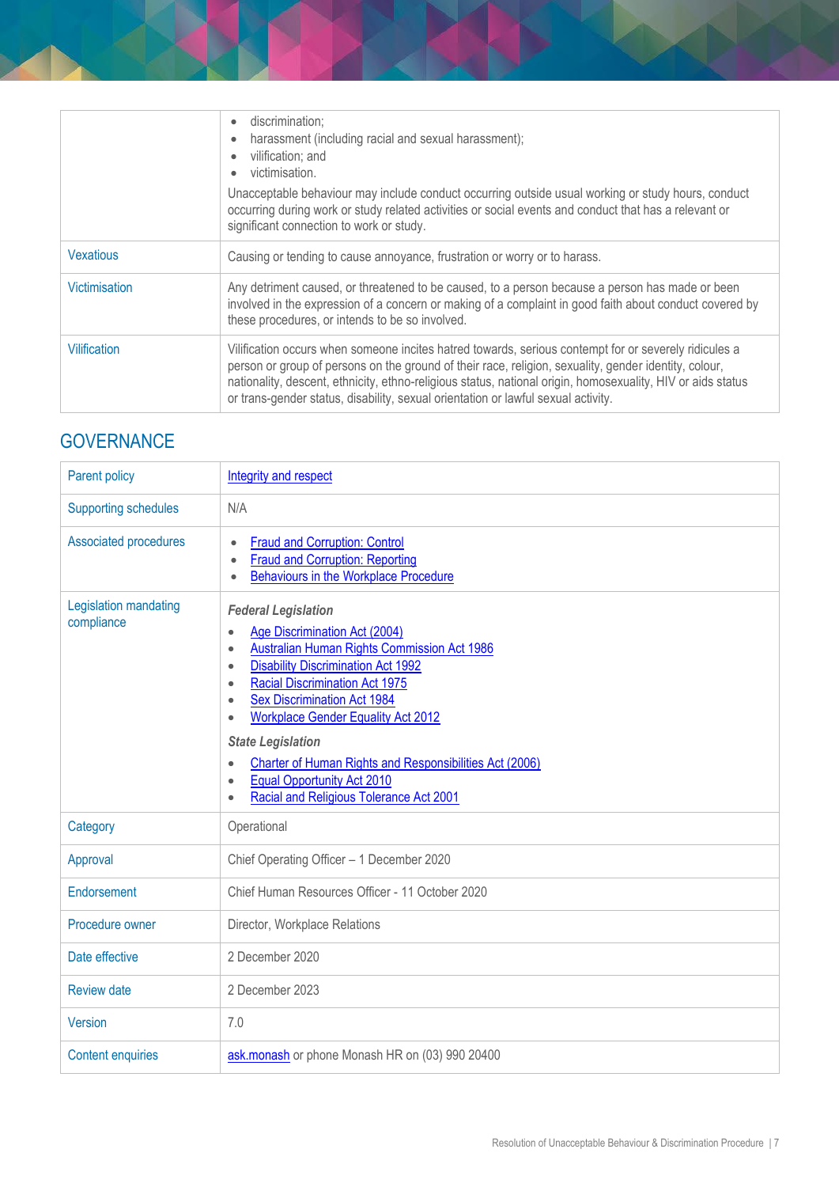| | |
|---|---|
| | • discrimination;<br>• harassment (including racial and sexual harassment);<br>• vilification; and<br>• victimisation.<br><br>Unacceptable behaviour may include conduct occurring outside usual working or study hours, conduct occurring during work or study related activities or social events and conduct that has a relevant or significant connection to work or study. |
| Vexatious | Causing or tending to cause annoyance, frustration or worry or to harass. |
| Victimisation | Any detriment caused, or threatened to be caused, to a person because a person has made or been involved in the expression of a concern or making of a complaint in good faith about conduct covered by these procedures, or intends to be so involved. |
| Vilification | Vilification occurs when someone incites hatred towards, serious contempt for or severely ridicules a person or group of persons on the ground of their race, religion, sexuality, gender identity, colour, nationality, descent, ethnicity, ethno-religious status, national origin, homosexuality, HIV or aids status or trans-gender status, disability, sexual orientation or lawful sexual activity. |

## GOVERNANCE

| | |
|---|---|
| Parent policy | Integrity and respect |
| Supporting schedules | N/A |
| Associated procedures | • Fraud and Corruption: Control<br>• Fraud and Corruption: Reporting<br>• Behaviours in the Workplace Procedure |
| Legislation mandating compliance | ***Federal Legislation***<br>• Age Discrimination Act (2004)<br>• Australian Human Rights Commission Act 1986<br>• Disability Discrimination Act 1992<br>• Racial Discrimination Act 1975<br>• Sex Discrimination Act 1984<br>• Workplace Gender Equality Act 2012<br><br>***State Legislation***<br>• Charter of Human Rights and Responsibilities Act (2006)<br>• Equal Opportunity Act 2010<br>• Racial and Religious Tolerance Act 2001 |
| Category | Operational |
| Approval | Chief Operating Officer – 1 December 2020 |
| Endorsement | Chief Human Resources Officer - 11 October 2020 |
| Procedure owner | Director, Workplace Relations |
| Date effective | 2 December 2020 |
| Review date | 2 December 2023 |
| Version | 7.0 |
| Content enquiries | ask.monash or phone Monash HR on (03) 990 20400 |